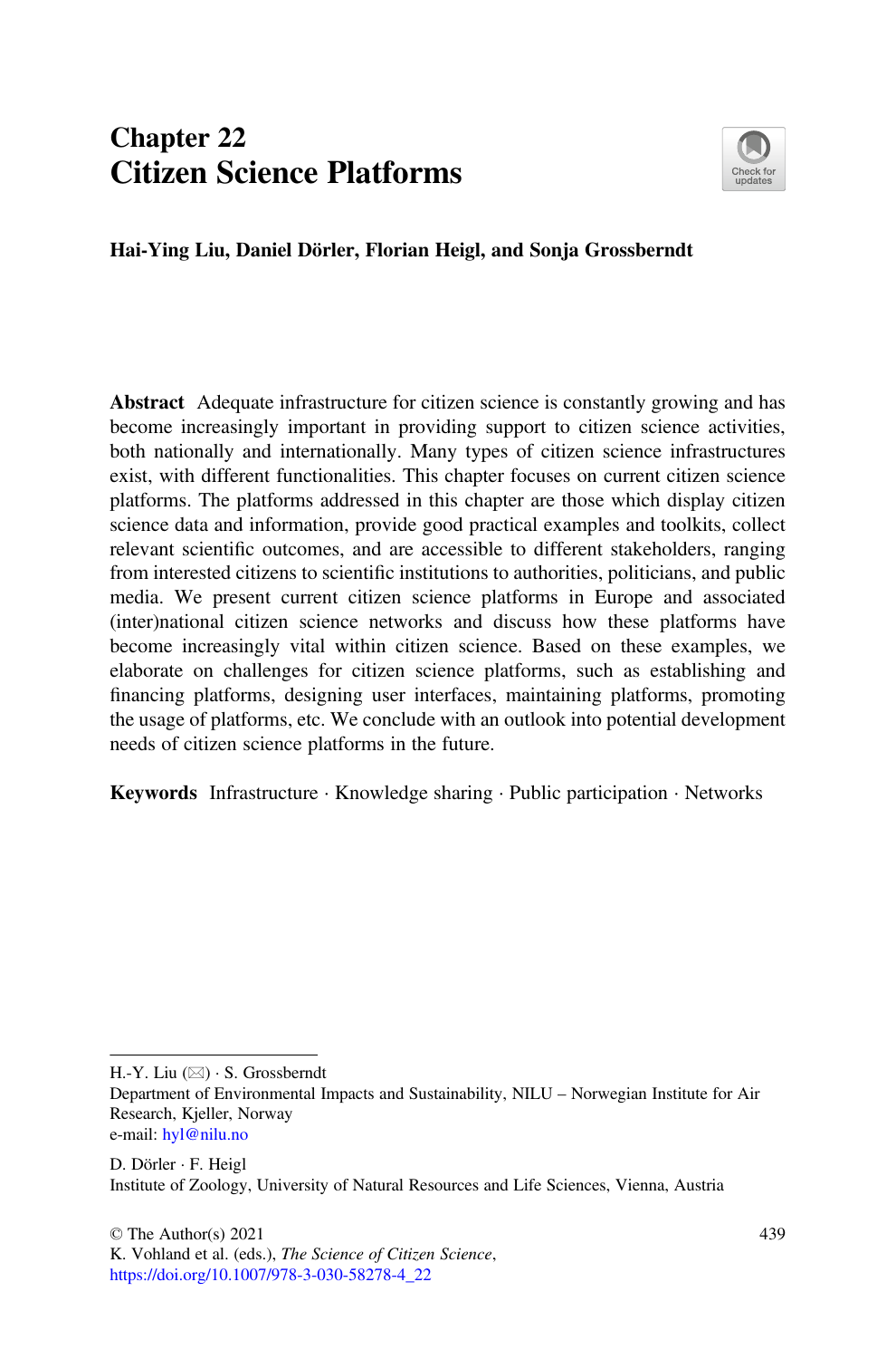# Chapter 22
# Citizen Science Platforms

**Hai-Ying Liu, Daniel Dörler, Florian Heigl, and Sonja Grossberndt**

**Abstract** Adequate infrastructure for citizen science is constantly growing and has become increasingly important in providing support to citizen science activities, both nationally and internationally. Many types of citizen science infrastructures exist, with different functionalities. This chapter focuses on current citizen science platforms. The platforms addressed in this chapter are those which display citizen science data and information, provide good practical examples and toolkits, collect relevant scientific outcomes, and are accessible to different stakeholders, ranging from interested citizens to scientific institutions to authorities, politicians, and public media. We present current citizen science platforms in Europe and associated (inter)national citizen science networks and discuss how these platforms have become increasingly vital within citizen science. Based on these examples, we elaborate on challenges for citizen science platforms, such as establishing and financing platforms, designing user interfaces, maintaining platforms, promoting the usage of platforms, etc. We conclude with an outlook into potential development needs of citizen science platforms in the future.

**Keywords** Infrastructure · Knowledge sharing · Public participation · Networks

---

H.-Y. Liu (✉) · S. Grossberndt
Department of Environmental Impacts and Sustainability, NILU – Norwegian Institute for Air Research, Kjeller, Norway
e-mail: hyl@nilu.no

D. Dörler · F. Heigl
Institute of Zoology, University of Natural Resources and Life Sciences, Vienna, Austria

© The Author(s) 2021
K. Vohland et al. (eds.), *The Science of Citizen Science*,
https://doi.org/10.1007/978-3-030-58278-4_22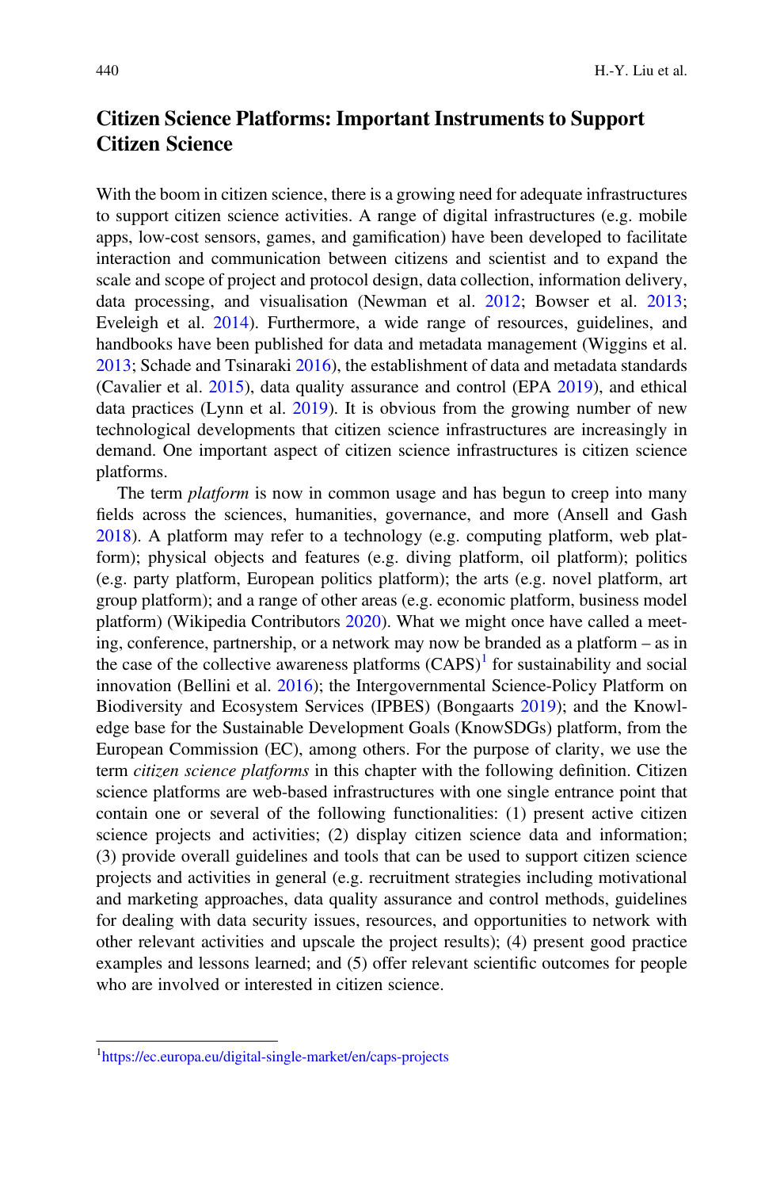## Citizen Science Platforms: Important Instruments to Support Citizen Science

With the boom in citizen science, there is a growing need for adequate infrastructures to support citizen science activities. A range of digital infrastructures (e.g. mobile apps, low-cost sensors, games, and gamification) have been developed to facilitate interaction and communication between citizens and scientist and to expand the scale and scope of project and protocol design, data collection, information delivery, data processing, and visualisation (Newman et al. 2012; Bowser et al. 2013; Eveleigh et al. 2014). Furthermore, a wide range of resources, guidelines, and handbooks have been published for data and metadata management (Wiggins et al. 2013; Schade and Tsinaraki 2016), the establishment of data and metadata standards (Cavalier et al. 2015), data quality assurance and control (EPA 2019), and ethical data practices (Lynn et al. 2019). It is obvious from the growing number of new technological developments that citizen science infrastructures are increasingly in demand. One important aspect of citizen science infrastructures is citizen science platforms.

The term *platform* is now in common usage and has begun to creep into many fields across the sciences, humanities, governance, and more (Ansell and Gash 2018). A platform may refer to a technology (e.g. computing platform, web platform); physical objects and features (e.g. diving platform, oil platform); politics (e.g. party platform, European politics platform); the arts (e.g. novel platform, art group platform); and a range of other areas (e.g. economic platform, business model platform) (Wikipedia Contributors 2020). What we might once have called a meeting, conference, partnership, or a network may now be branded as a platform – as in the case of the collective awareness platforms (CAPS)[1] for sustainability and social innovation (Bellini et al. 2016); the Intergovernmental Science-Policy Platform on Biodiversity and Ecosystem Services (IPBES) (Bongaarts 2019); and the Knowledge base for the Sustainable Development Goals (KnowSDGs) platform, from the European Commission (EC), among others. For the purpose of clarity, we use the term *citizen science platforms* in this chapter with the following definition. Citizen science platforms are web-based infrastructures with one single entrance point that contain one or several of the following functionalities: (1) present active citizen science projects and activities; (2) display citizen science data and information; (3) provide overall guidelines and tools that can be used to support citizen science projects and activities in general (e.g. recruitment strategies including motivational and marketing approaches, data quality assurance and control methods, guidelines for dealing with data security issues, resources, and opportunities to network with other relevant activities and upscale the project results); (4) present good practice examples and lessons learned; and (5) offer relevant scientific outcomes for people who are involved or interested in citizen science.

---

[1] https://ec.europa.eu/digital-single-market/en/caps-projects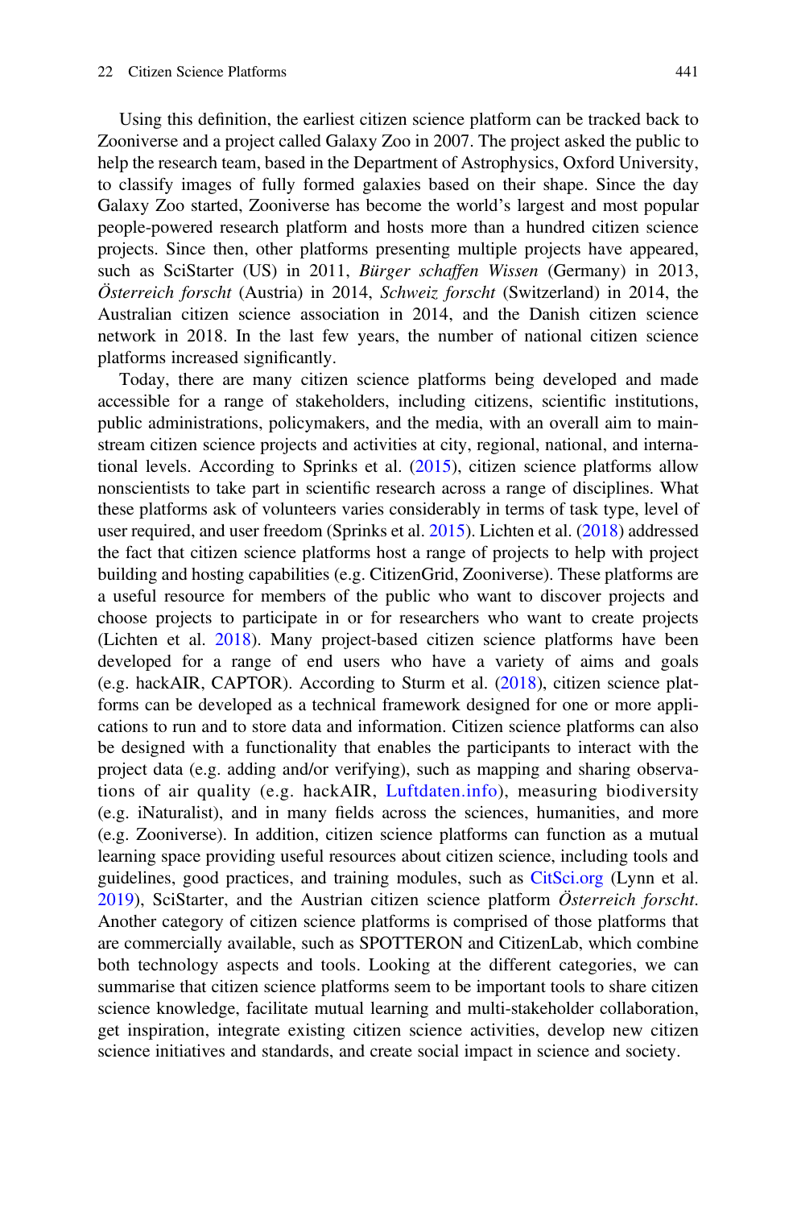Using this definition, the earliest citizen science platform can be tracked back to Zooniverse and a project called Galaxy Zoo in 2007. The project asked the public to help the research team, based in the Department of Astrophysics, Oxford University, to classify images of fully formed galaxies based on their shape. Since the day Galaxy Zoo started, Zooniverse has become the world's largest and most popular people-powered research platform and hosts more than a hundred citizen science projects. Since then, other platforms presenting multiple projects have appeared, such as SciStarter (US) in 2011, *Bürger schaffen Wissen* (Germany) in 2013, *Österreich forscht* (Austria) in 2014, *Schweiz forscht* (Switzerland) in 2014, the Australian citizen science association in 2014, and the Danish citizen science network in 2018. In the last few years, the number of national citizen science platforms increased significantly.

Today, there are many citizen science platforms being developed and made accessible for a range of stakeholders, including citizens, scientific institutions, public administrations, policymakers, and the media, with an overall aim to mainstream citizen science projects and activities at city, regional, national, and international levels. According to Sprinks et al. (2015), citizen science platforms allow nonscientists to take part in scientific research across a range of disciplines. What these platforms ask of volunteers varies considerably in terms of task type, level of user required, and user freedom (Sprinks et al. 2015). Lichten et al. (2018) addressed the fact that citizen science platforms host a range of projects to help with project building and hosting capabilities (e.g. CitizenGrid, Zooniverse). These platforms are a useful resource for members of the public who want to discover projects and choose projects to participate in or for researchers who want to create projects (Lichten et al. 2018). Many project-based citizen science platforms have been developed for a range of end users who have a variety of aims and goals (e.g. hackAIR, CAPTOR). According to Sturm et al. (2018), citizen science platforms can be developed as a technical framework designed for one or more applications to run and to store data and information. Citizen science platforms can also be designed with a functionality that enables the participants to interact with the project data (e.g. adding and/or verifying), such as mapping and sharing observations of air quality (e.g. hackAIR, Luftdaten.info), measuring biodiversity (e.g. iNaturalist), and in many fields across the sciences, humanities, and more (e.g. Zooniverse). In addition, citizen science platforms can function as a mutual learning space providing useful resources about citizen science, including tools and guidelines, good practices, and training modules, such as CitSci.org (Lynn et al. 2019), SciStarter, and the Austrian citizen science platform *Österreich forscht*. Another category of citizen science platforms is comprised of those platforms that are commercially available, such as SPOTTERON and CitizenLab, which combine both technology aspects and tools. Looking at the different categories, we can summarise that citizen science platforms seem to be important tools to share citizen science knowledge, facilitate mutual learning and multi-stakeholder collaboration, get inspiration, integrate existing citizen science activities, develop new citizen science initiatives and standards, and create social impact in science and society.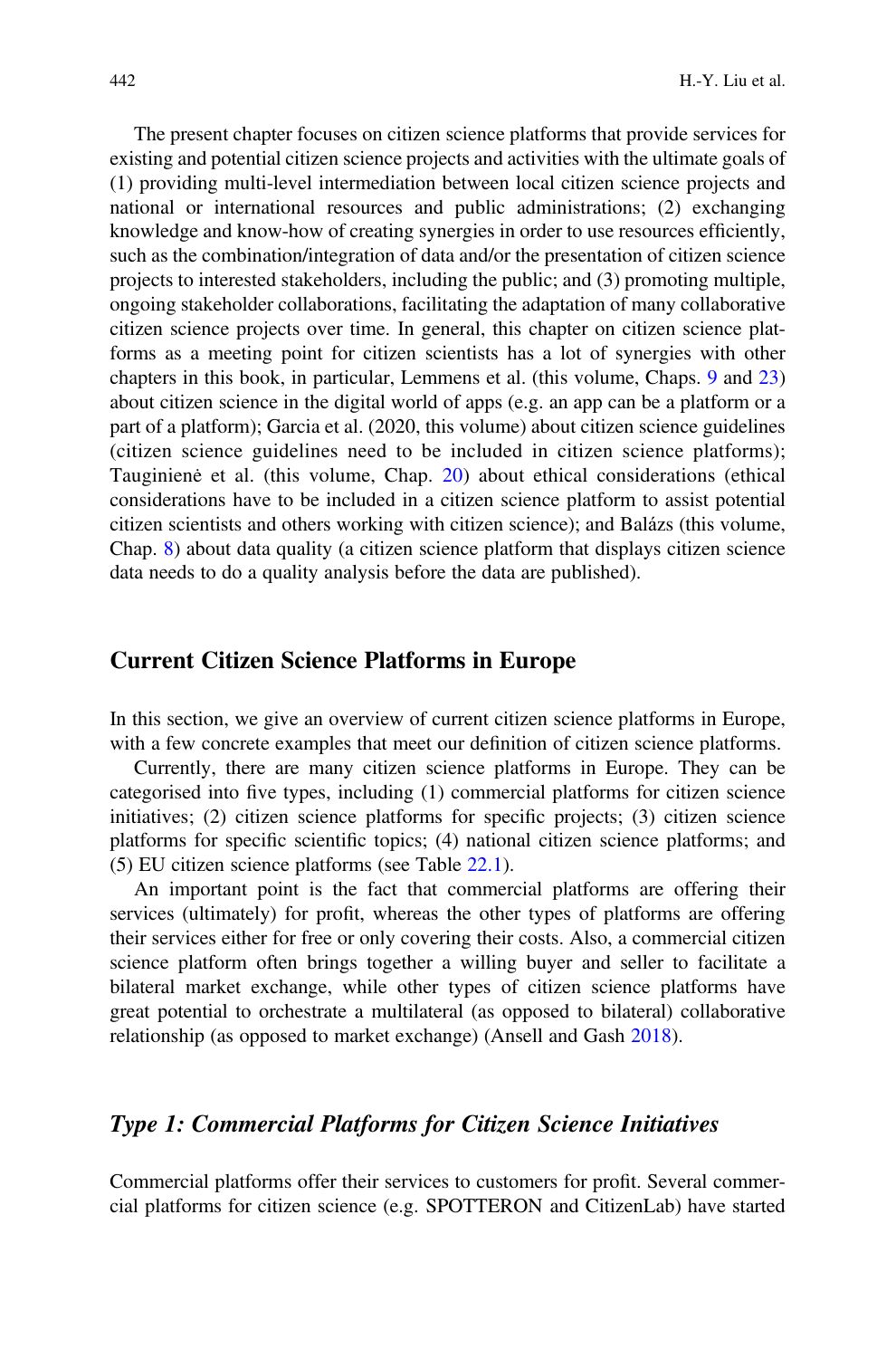The present chapter focuses on citizen science platforms that provide services for existing and potential citizen science projects and activities with the ultimate goals of (1) providing multi-level intermediation between local citizen science projects and national or international resources and public administrations; (2) exchanging knowledge and know-how of creating synergies in order to use resources efficiently, such as the combination/integration of data and/or the presentation of citizen science projects to interested stakeholders, including the public; and (3) promoting multiple, ongoing stakeholder collaborations, facilitating the adaptation of many collaborative citizen science projects over time. In general, this chapter on citizen science platforms as a meeting point for citizen scientists has a lot of synergies with other chapters in this book, in particular, Lemmens et al. (this volume, Chaps. 9 and 23) about citizen science in the digital world of apps (e.g. an app can be a platform or a part of a platform); Garcia et al. (2020, this volume) about citizen science guidelines (citizen science guidelines need to be included in citizen science platforms); Tauginienė et al. (this volume, Chap. 20) about ethical considerations (ethical considerations have to be included in a citizen science platform to assist potential citizen scientists and others working with citizen science); and Balázs (this volume, Chap. 8) about data quality (a citizen science platform that displays citizen science data needs to do a quality analysis before the data are published).

## Current Citizen Science Platforms in Europe

In this section, we give an overview of current citizen science platforms in Europe, with a few concrete examples that meet our definition of citizen science platforms.

Currently, there are many citizen science platforms in Europe. They can be categorised into five types, including (1) commercial platforms for citizen science initiatives; (2) citizen science platforms for specific projects; (3) citizen science platforms for specific scientific topics; (4) national citizen science platforms; and (5) EU citizen science platforms (see Table 22.1).

An important point is the fact that commercial platforms are offering their services (ultimately) for profit, whereas the other types of platforms are offering their services either for free or only covering their costs. Also, a commercial citizen science platform often brings together a willing buyer and seller to facilitate a bilateral market exchange, while other types of citizen science platforms have great potential to orchestrate a multilateral (as opposed to bilateral) collaborative relationship (as opposed to market exchange) (Ansell and Gash 2018).

### *Type 1: Commercial Platforms for Citizen Science Initiatives*

Commercial platforms offer their services to customers for profit. Several commercial platforms for citizen science (e.g. SPOTTERON and CitizenLab) have started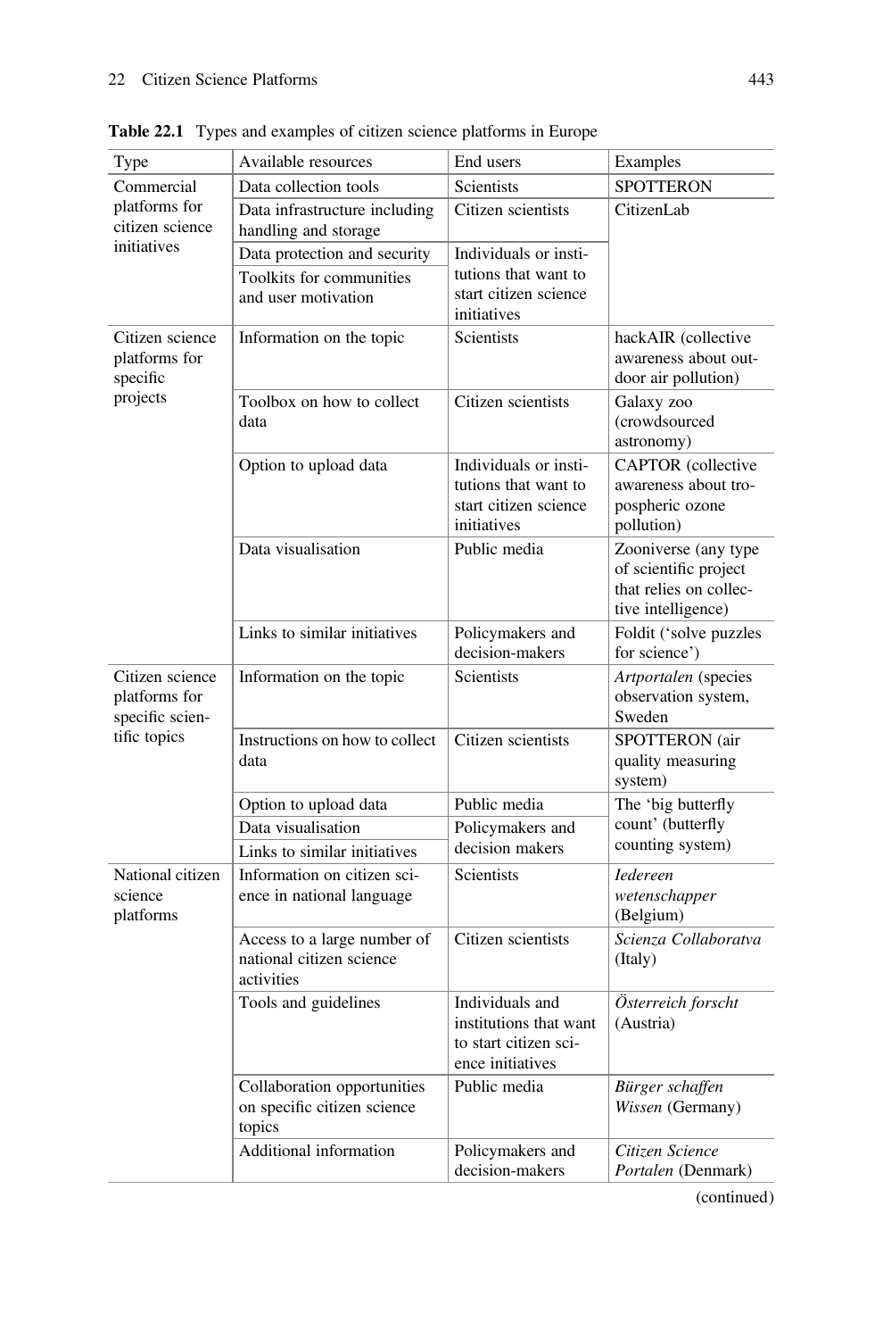**Table 22.1** Types and examples of citizen science platforms in Europe

| Type | Available resources | End users | Examples |
|---|---|---|---|
| Commercial platforms for citizen science initiatives | Data collection tools | Scientists | SPOTTERON |
| | Data infrastructure including handling and storage | Citizen scientists | CitizenLab |
| | Data protection and security | Individuals or institutions that want to start citizen science initiatives | |
| | Toolkits for communities and user motivation | | |
| Citizen science platforms for specific projects | Information on the topic | Scientists | hackAIR (collective awareness about outdoor air pollution) |
| | Toolbox on how to collect data | Citizen scientists | Galaxy zoo (crowdsourced astronomy) |
| | Option to upload data | Individuals or institutions that want to start citizen science initiatives | CAPTOR (collective awareness about tropospheric ozone pollution) |
| | Data visualisation | Public media | Zooniverse (any type of scientific project that relies on collective intelligence) |
| | Links to similar initiatives | Policymakers and decision-makers | Foldit ('solve puzzles for science') |
| Citizen science platforms for specific scientific topics | Information on the topic | Scientists | *Artportalen* (species observation system, Sweden |
| | Instructions on how to collect data | Citizen scientists | SPOTTERON (air quality measuring system) |
| | Option to upload data | Public media | The 'big butterfly count' (butterfly counting system) |
| | Data visualisation | Policymakers and decision makers | |
| | Links to similar initiatives | | |
| National citizen science platforms | Information on citizen science in national language | Scientists | *Iedereen wetenschapper* (Belgium) |
| | Access to a large number of national citizen science activities | Citizen scientists | *Scienza Collaboratva* (Italy) |
| | Tools and guidelines | Individuals and institutions that want to start citizen science initiatives | *Österreich forscht* (Austria) |
| | Collaboration opportunities on specific citizen science topics | Public media | *Bürger schaffen Wissen* (Germany) |
| | Additional information | Policymakers and decision-makers | *Citizen Science Portalen* (Denmark) |

(continued)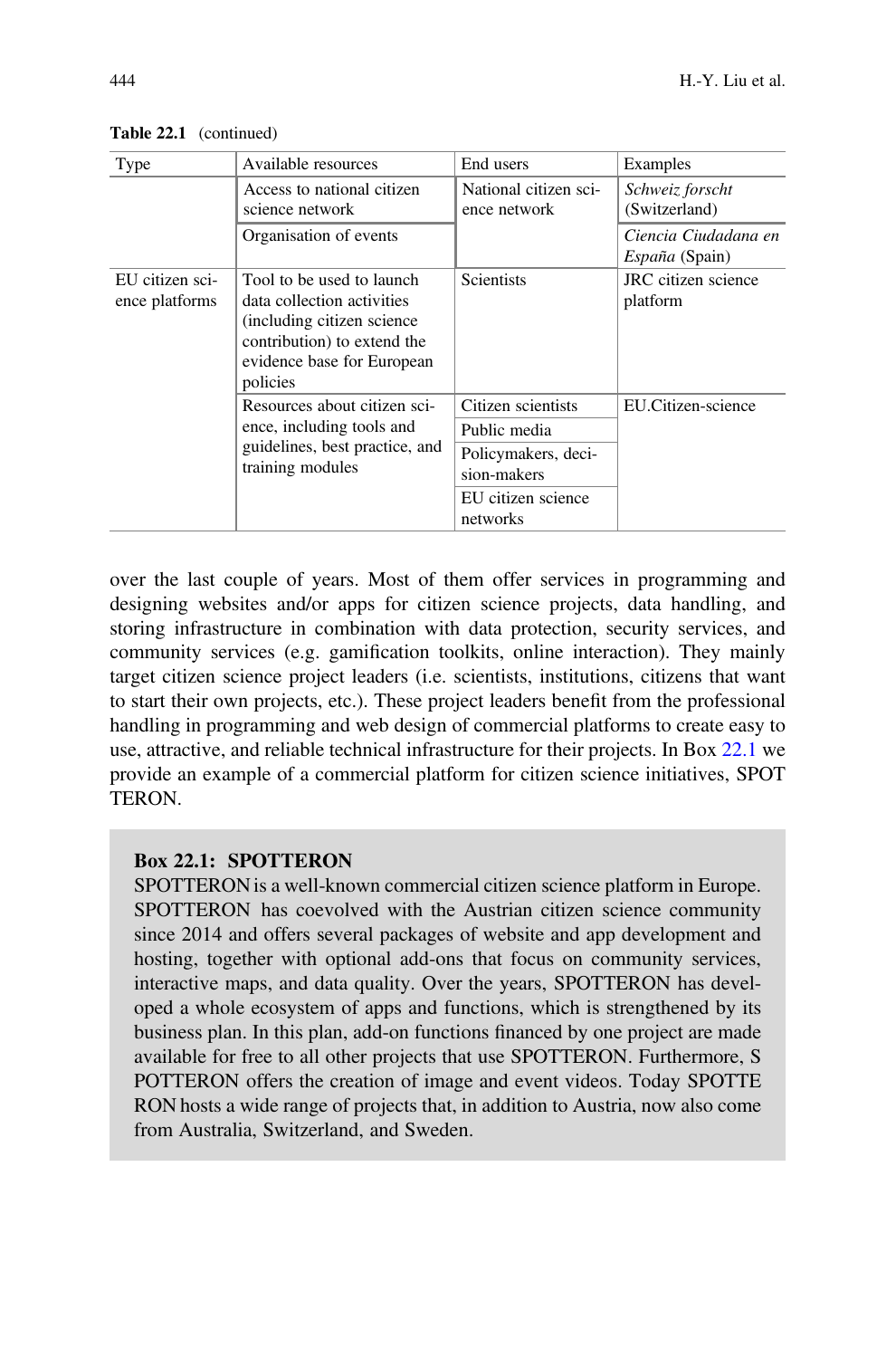**Table 22.1** (continued)

| Type | Available resources | End users | Examples |
|---|---|---|---|
| | Access to national citizen science network | National citizen science network | *Schweiz forscht* (Switzerland) |
| | Organisation of events | | *Ciencia Ciudadana en España* (Spain) |
| EU citizen science platforms | Tool to be used to launch data collection activities (including citizen science contribution) to extend the evidence base for European policies | Scientists | JRC citizen science platform |
| | Resources about citizen science, including tools and guidelines, best practice, and training modules | Citizen scientists | EU.Citizen-science |
| | | Public media | |
| | | Policymakers, decision-makers | |
| | | EU citizen science networks | |

over the last couple of years. Most of them offer services in programming and designing websites and/or apps for citizen science projects, data handling, and storing infrastructure in combination with data protection, security services, and community services (e.g. gamification toolkits, online interaction). They mainly target citizen science project leaders (i.e. scientists, institutions, citizens that want to start their own projects, etc.). These project leaders benefit from the professional handling in programming and web design of commercial platforms to create easy to use, attractive, and reliable technical infrastructure for their projects. In Box 22.1 we provide an example of a commercial platform for citizen science initiatives, SPOTTERON.

> **Box 22.1: SPOTTERON**
>
> SPOTTERON is a well-known commercial citizen science platform in Europe. SPOTTERON has coevolved with the Austrian citizen science community since 2014 and offers several packages of website and app development and hosting, together with optional add-ons that focus on community services, interactive maps, and data quality. Over the years, SPOTTERON has developed a whole ecosystem of apps and functions, which is strengthened by its business plan. In this plan, add-on functions financed by one project are made available for free to all other projects that use SPOTTERON. Furthermore, SPOTTERON offers the creation of image and event videos. Today SPOTTERON hosts a wide range of projects that, in addition to Austria, now also come from Australia, Switzerland, and Sweden.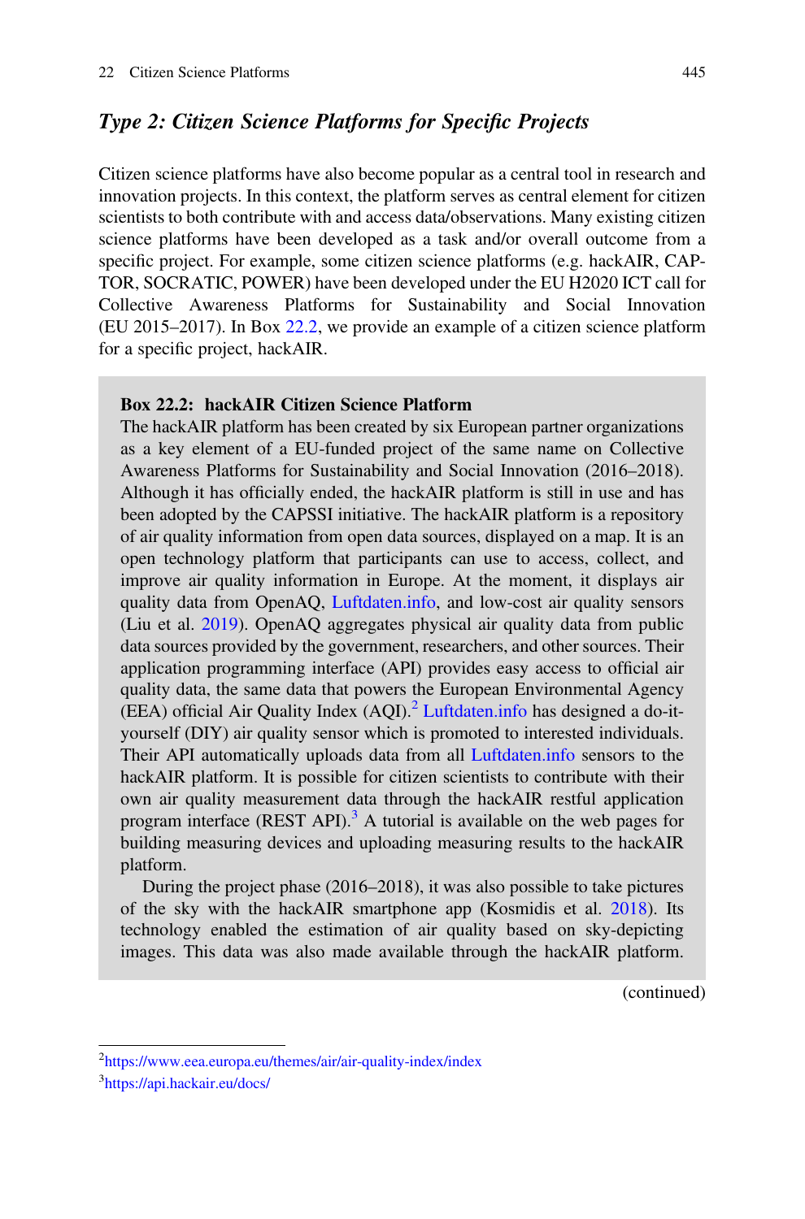### *Type 2: Citizen Science Platforms for Specific Projects*

Citizen science platforms have also become popular as a central tool in research and innovation projects. In this context, the platform serves as central element for citizen scientists to both contribute with and access data/observations. Many existing citizen science platforms have been developed as a task and/or overall outcome from a specific project. For example, some citizen science platforms (e.g. hackAIR, CAPTOR, SOCRATIC, POWER) have been developed under the EU H2020 ICT call for Collective Awareness Platforms for Sustainability and Social Innovation (EU 2015–2017). In Box 22.2, we provide an example of a citizen science platform for a specific project, hackAIR.

> **Box 22.2: hackAIR Citizen Science Platform**
>
> The hackAIR platform has been created by six European partner organizations as a key element of a EU-funded project of the same name on Collective Awareness Platforms for Sustainability and Social Innovation (2016–2018). Although it has officially ended, the hackAIR platform is still in use and has been adopted by the CAPSSI initiative. The hackAIR platform is a repository of air quality information from open data sources, displayed on a map. It is an open technology platform that participants can use to access, collect, and improve air quality information in Europe. At the moment, it displays air quality data from OpenAQ, Luftdaten.info, and low-cost air quality sensors (Liu et al. 2019). OpenAQ aggregates physical air quality data from public data sources provided by the government, researchers, and other sources. Their application programming interface (API) provides easy access to official air quality data, the same data that powers the European Environmental Agency (EEA) official Air Quality Index (AQI).[2] Luftdaten.info has designed a do-it-yourself (DIY) air quality sensor which is promoted to interested individuals. Their API automatically uploads data from all Luftdaten.info sensors to the hackAIR platform. It is possible for citizen scientists to contribute with their own air quality measurement data through the hackAIR restful application program interface (REST API).[3] A tutorial is available on the web pages for building measuring devices and uploading measuring results to the hackAIR platform.
>
> During the project phase (2016–2018), it was also possible to take pictures of the sky with the hackAIR smartphone app (Kosmidis et al. 2018). Its technology enabled the estimation of air quality based on sky-depicting images. This data was also made available through the hackAIR platform.

(continued)

---

[2] https://www.eea.europa.eu/themes/air/air-quality-index/index

[3] https://api.hackair.eu/docs/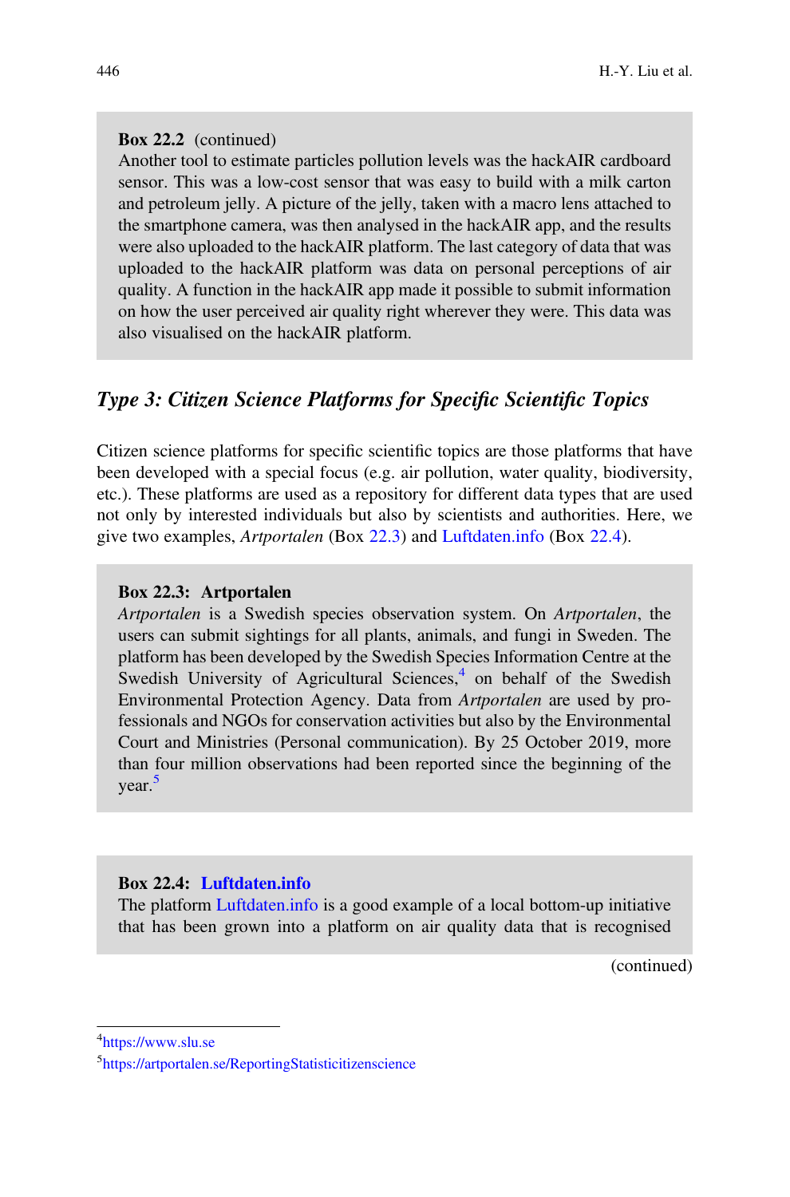**Box 22.2** (continued)
Another tool to estimate particles pollution levels was the hackAIR cardboard sensor. This was a low-cost sensor that was easy to build with a milk carton and petroleum jelly. A picture of the jelly, taken with a macro lens attached to the smartphone camera, was then analysed in the hackAIR app, and the results were also uploaded to the hackAIR platform. The last category of data that was uploaded to the hackAIR platform was data on personal perceptions of air quality. A function in the hackAIR app made it possible to submit information on how the user perceived air quality right wherever they were. This data was also visualised on the hackAIR platform.

## *Type 3: Citizen Science Platforms for Specific Scientific Topics*

Citizen science platforms for specific scientific topics are those platforms that have been developed with a special focus (e.g. air pollution, water quality, biodiversity, etc.). These platforms are used as a repository for different data types that are used not only by interested individuals but also by scientists and authorities. Here, we give two examples, *Artportalen* (Box 22.3) and Luftdaten.info (Box 22.4).

**Box 22.3: Artportalen**
*Artportalen* is a Swedish species observation system. On *Artportalen*, the users can submit sightings for all plants, animals, and fungi in Sweden. The platform has been developed by the Swedish Species Information Centre at the Swedish University of Agricultural Sciences,[4] on behalf of the Swedish Environmental Protection Agency. Data from *Artportalen* are used by professionals and NGOs for conservation activities but also by the Environmental Court and Ministries (Personal communication). By 25 October 2019, more than four million observations had been reported since the beginning of the year.[5]

**Box 22.4: Luftdaten.info**
The platform Luftdaten.info is a good example of a local bottom-up initiative that has been grown into a platform on air quality data that is recognised

(continued)

[4] https://www.slu.se

[5] https://artportalen.se/ReportingStatisticitizenscience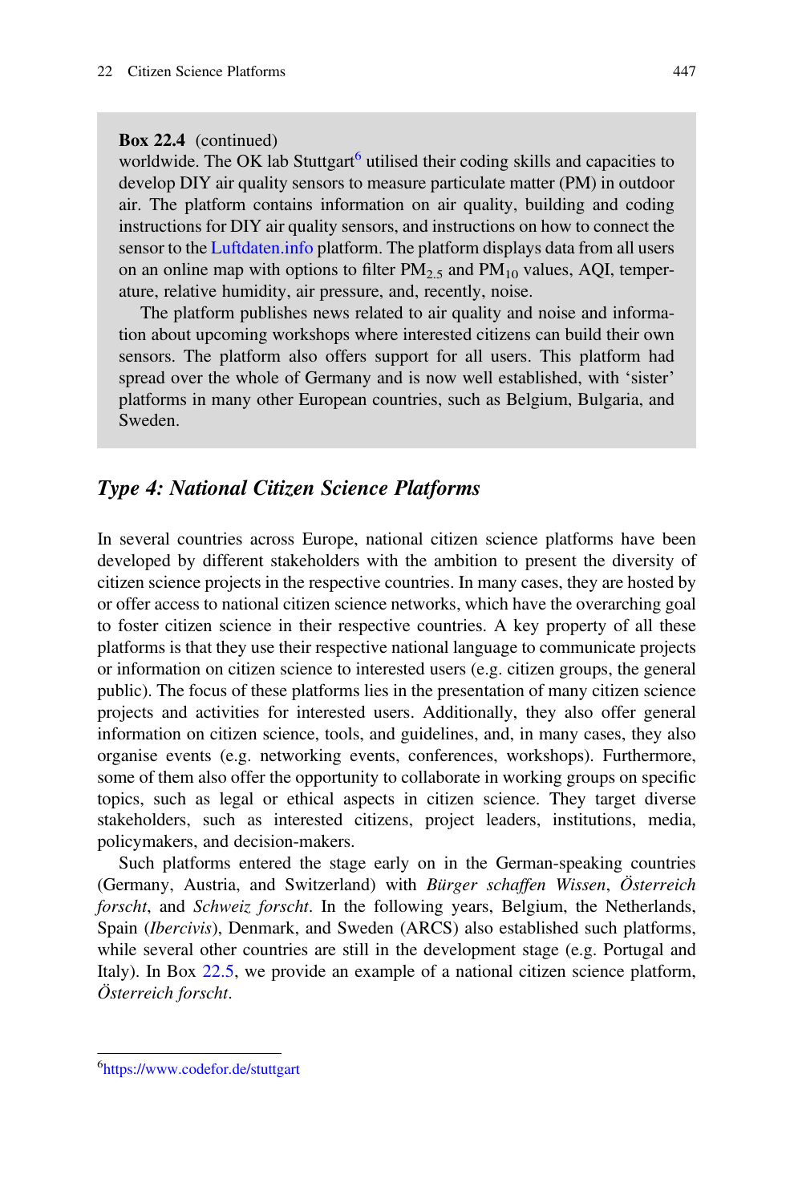**Box 22.4** (continued)
worldwide. The OK lab Stuttgart[6] utilised their coding skills and capacities to develop DIY air quality sensors to measure particulate matter (PM) in outdoor air. The platform contains information on air quality, building and coding instructions for DIY air quality sensors, and instructions on how to connect the sensor to the Luftdaten.info platform. The platform displays data from all users on an online map with options to filter $PM_{2.5}$ and $PM_{10}$ values, AQI, temperature, relative humidity, air pressure, and, recently, noise.

The platform publishes news related to air quality and noise and information about upcoming workshops where interested citizens can build their own sensors. The platform also offers support for all users. This platform had spread over the whole of Germany and is now well established, with 'sister' platforms in many other European countries, such as Belgium, Bulgaria, and Sweden.

## *Type 4: National Citizen Science Platforms*

In several countries across Europe, national citizen science platforms have been developed by different stakeholders with the ambition to present the diversity of citizen science projects in the respective countries. In many cases, they are hosted by or offer access to national citizen science networks, which have the overarching goal to foster citizen science in their respective countries. A key property of all these platforms is that they use their respective national language to communicate projects or information on citizen science to interested users (e.g. citizen groups, the general public). The focus of these platforms lies in the presentation of many citizen science projects and activities for interested users. Additionally, they also offer general information on citizen science, tools, and guidelines, and, in many cases, they also organise events (e.g. networking events, conferences, workshops). Furthermore, some of them also offer the opportunity to collaborate in working groups on specific topics, such as legal or ethical aspects in citizen science. They target diverse stakeholders, such as interested citizens, project leaders, institutions, media, policymakers, and decision-makers.

Such platforms entered the stage early on in the German-speaking countries (Germany, Austria, and Switzerland) with *Bürger schaffen Wissen*, *Österreich forscht*, and *Schweiz forscht*. In the following years, Belgium, the Netherlands, Spain (*Ibercivis*), Denmark, and Sweden (ARCS) also established such platforms, while several other countries are still in the development stage (e.g. Portugal and Italy). In Box 22.5, we provide an example of a national citizen science platform, *Österreich forscht*.

[6] https://www.codefor.de/stuttgart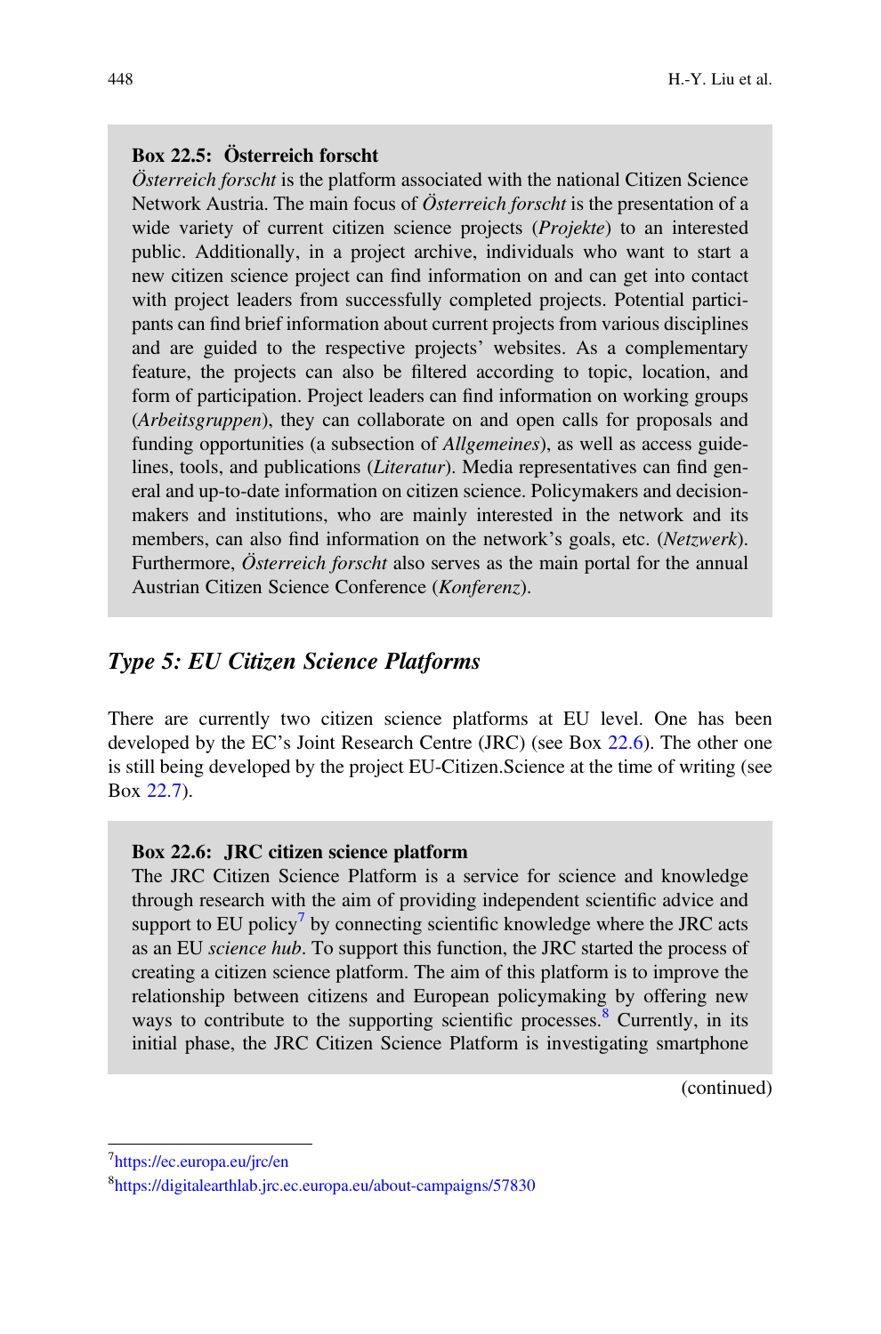**Box 22.5: Österreich forscht**

*Österreich forscht* is the platform associated with the national Citizen Science Network Austria. The main focus of *Österreich forscht* is the presentation of a wide variety of current citizen science projects (*Projekte*) to an interested public. Additionally, in a project archive, individuals who want to start a new citizen science project can find information on and can get into contact with project leaders from successfully completed projects. Potential participants can find brief information about current projects from various disciplines and are guided to the respective projects' websites. As a complementary feature, the projects can also be filtered according to topic, location, and form of participation. Project leaders can find information on working groups (*Arbeitsgruppen*), they can collaborate on and open calls for proposals and funding opportunities (a subsection of *Allgemeines*), as well as access guidelines, tools, and publications (*Literatur*). Media representatives can find general and up-to-date information on citizen science. Policymakers and decision-makers and institutions, who are mainly interested in the network and its members, can also find information on the network's goals, etc. (*Netzwerk*). Furthermore, *Österreich forscht* also serves as the main portal for the annual Austrian Citizen Science Conference (*Konferenz*).

### *Type 5: EU Citizen Science Platforms*

There are currently two citizen science platforms at EU level. One has been developed by the EC's Joint Research Centre (JRC) (see Box 22.6). The other one is still being developed by the project EU-Citizen.Science at the time of writing (see Box 22.7).

**Box 22.6: JRC citizen science platform**

The JRC Citizen Science Platform is a service for science and knowledge through research with the aim of providing independent scientific advice and support to EU policy[7] by connecting scientific knowledge where the JRC acts as an EU *science hub*. To support this function, the JRC started the process of creating a citizen science platform. The aim of this platform is to improve the relationship between citizens and European policymaking by offering new ways to contribute to the supporting scientific processes.[8] Currently, in its initial phase, the JRC Citizen Science Platform is investigating smartphone

(continued)

---

[7] https://ec.europa.eu/jrc/en

[8] https://digitalearthlab.jrc.ec.europa.eu/about-campaigns/57830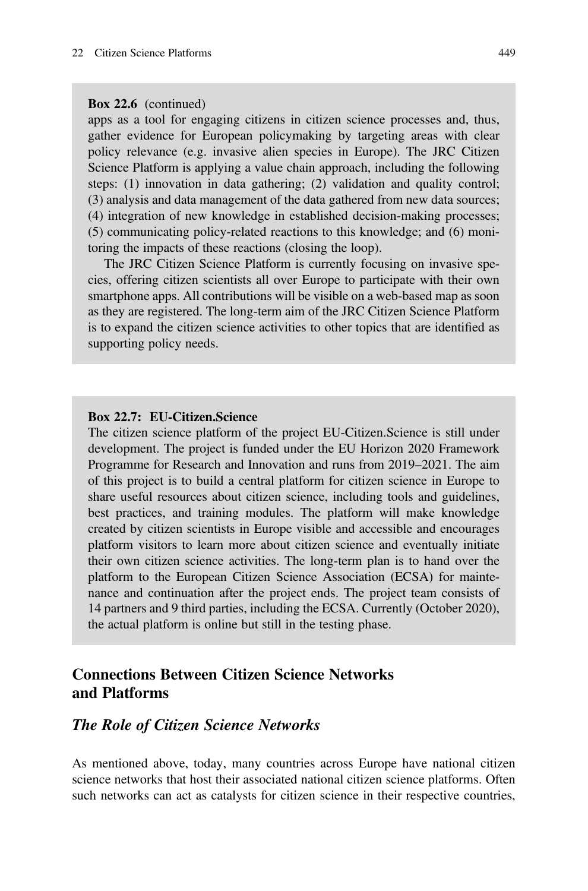**Box 22.6** (continued)

apps as a tool for engaging citizens in citizen science processes and, thus, gather evidence for European policymaking by targeting areas with clear policy relevance (e.g. invasive alien species in Europe). The JRC Citizen Science Platform is applying a value chain approach, including the following steps: (1) innovation in data gathering; (2) validation and quality control; (3) analysis and data management of the data gathered from new data sources; (4) integration of new knowledge in established decision-making processes; (5) communicating policy-related reactions to this knowledge; and (6) monitoring the impacts of these reactions (closing the loop).

The JRC Citizen Science Platform is currently focusing on invasive species, offering citizen scientists all over Europe to participate with their own smartphone apps. All contributions will be visible on a web-based map as soon as they are registered. The long-term aim of the JRC Citizen Science Platform is to expand the citizen science activities to other topics that are identified as supporting policy needs.

**Box 22.7: EU-Citizen.Science**

The citizen science platform of the project EU-Citizen.Science is still under development. The project is funded under the EU Horizon 2020 Framework Programme for Research and Innovation and runs from 2019–2021. The aim of this project is to build a central platform for citizen science in Europe to share useful resources about citizen science, including tools and guidelines, best practices, and training modules. The platform will make knowledge created by citizen scientists in Europe visible and accessible and encourages platform visitors to learn more about citizen science and eventually initiate their own citizen science activities. The long-term plan is to hand over the platform to the European Citizen Science Association (ECSA) for maintenance and continuation after the project ends. The project team consists of 14 partners and 9 third parties, including the ECSA. Currently (October 2020), the actual platform is online but still in the testing phase.

## Connections Between Citizen Science Networks and Platforms

### *The Role of Citizen Science Networks*

As mentioned above, today, many countries across Europe have national citizen science networks that host their associated national citizen science platforms. Often such networks can act as catalysts for citizen science in their respective countries,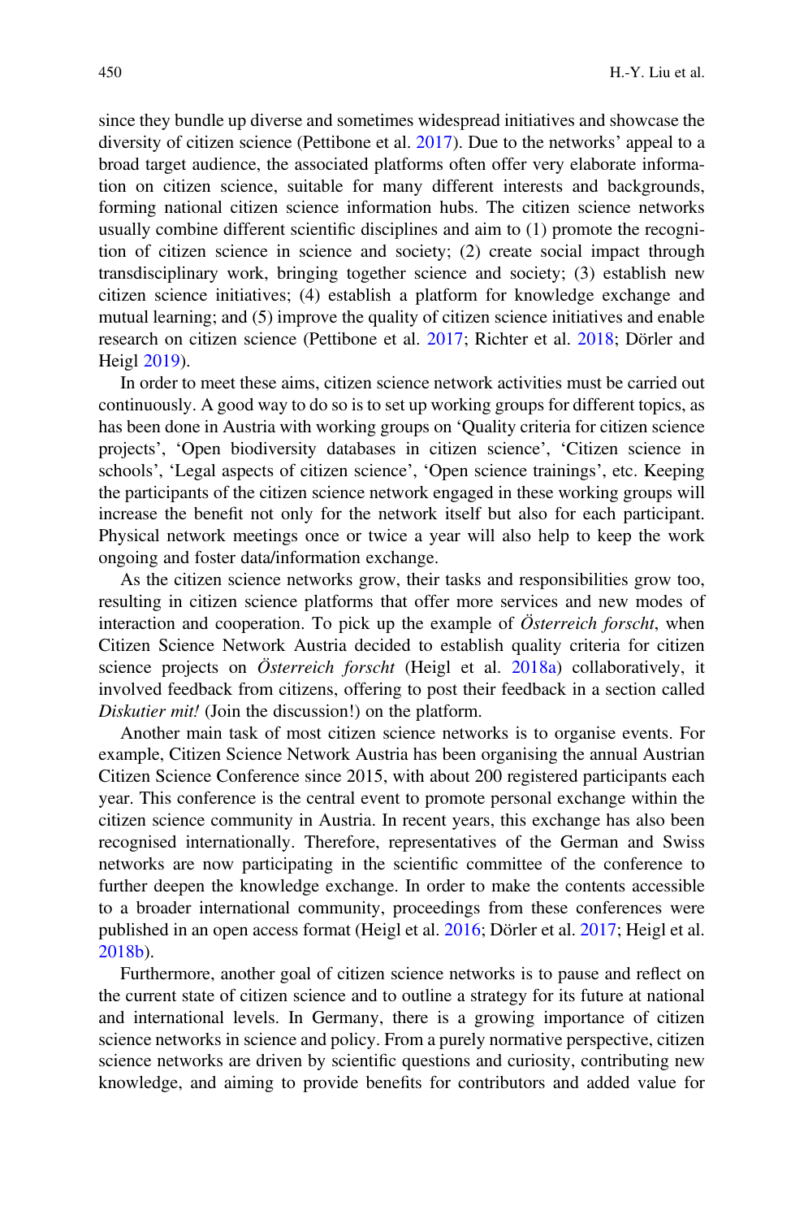since they bundle up diverse and sometimes widespread initiatives and showcase the diversity of citizen science (Pettibone et al. 2017). Due to the networks' appeal to a broad target audience, the associated platforms often offer very elaborate information on citizen science, suitable for many different interests and backgrounds, forming national citizen science information hubs. The citizen science networks usually combine different scientific disciplines and aim to (1) promote the recognition of citizen science in science and society; (2) create social impact through transdisciplinary work, bringing together science and society; (3) establish new citizen science initiatives; (4) establish a platform for knowledge exchange and mutual learning; and (5) improve the quality of citizen science initiatives and enable research on citizen science (Pettibone et al. 2017; Richter et al. 2018; Dörler and Heigl 2019).

In order to meet these aims, citizen science network activities must be carried out continuously. A good way to do so is to set up working groups for different topics, as has been done in Austria with working groups on 'Quality criteria for citizen science projects', 'Open biodiversity databases in citizen science', 'Citizen science in schools', 'Legal aspects of citizen science', 'Open science trainings', etc. Keeping the participants of the citizen science network engaged in these working groups will increase the benefit not only for the network itself but also for each participant. Physical network meetings once or twice a year will also help to keep the work ongoing and foster data/information exchange.

As the citizen science networks grow, their tasks and responsibilities grow too, resulting in citizen science platforms that offer more services and new modes of interaction and cooperation. To pick up the example of *Österreich forscht*, when Citizen Science Network Austria decided to establish quality criteria for citizen science projects on *Österreich forscht* (Heigl et al. 2018a) collaboratively, it involved feedback from citizens, offering to post their feedback in a section called *Diskutier mit!* (Join the discussion!) on the platform.

Another main task of most citizen science networks is to organise events. For example, Citizen Science Network Austria has been organising the annual Austrian Citizen Science Conference since 2015, with about 200 registered participants each year. This conference is the central event to promote personal exchange within the citizen science community in Austria. In recent years, this exchange has also been recognised internationally. Therefore, representatives of the German and Swiss networks are now participating in the scientific committee of the conference to further deepen the knowledge exchange. In order to make the contents accessible to a broader international community, proceedings from these conferences were published in an open access format (Heigl et al. 2016; Dörler et al. 2017; Heigl et al. 2018b).

Furthermore, another goal of citizen science networks is to pause and reflect on the current state of citizen science and to outline a strategy for its future at national and international levels. In Germany, there is a growing importance of citizen science networks in science and policy. From a purely normative perspective, citizen science networks are driven by scientific questions and curiosity, contributing new knowledge, and aiming to provide benefits for contributors and added value for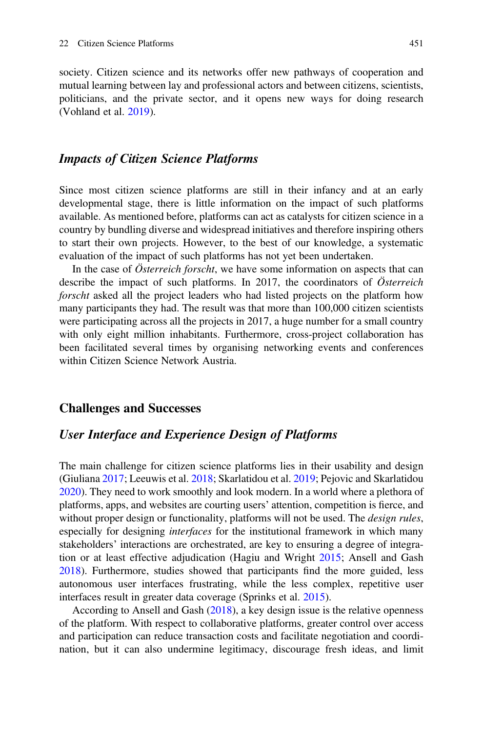society. Citizen science and its networks offer new pathways of cooperation and mutual learning between lay and professional actors and between citizens, scientists, politicians, and the private sector, and it opens new ways for doing research (Vohland et al. 2019).

### *Impacts of Citizen Science Platforms*

Since most citizen science platforms are still in their infancy and at an early developmental stage, there is little information on the impact of such platforms available. As mentioned before, platforms can act as catalysts for citizen science in a country by bundling diverse and widespread initiatives and therefore inspiring others to start their own projects. However, to the best of our knowledge, a systematic evaluation of the impact of such platforms has not yet been undertaken.

In the case of *Österreich forscht*, we have some information on aspects that can describe the impact of such platforms. In 2017, the coordinators of *Österreich forscht* asked all the project leaders who had listed projects on the platform how many participants they had. The result was that more than 100,000 citizen scientists were participating across all the projects in 2017, a huge number for a small country with only eight million inhabitants. Furthermore, cross-project collaboration has been facilitated several times by organising networking events and conferences within Citizen Science Network Austria.

## Challenges and Successes

### *User Interface and Experience Design of Platforms*

The main challenge for citizen science platforms lies in their usability and design (Giuliana 2017; Leeuwis et al. 2018; Skarlatidou et al. 2019; Pejovic and Skarlatidou 2020). They need to work smoothly and look modern. In a world where a plethora of platforms, apps, and websites are courting users' attention, competition is fierce, and without proper design or functionality, platforms will not be used. The *design rules*, especially for designing *interfaces* for the institutional framework in which many stakeholders' interactions are orchestrated, are key to ensuring a degree of integration or at least effective adjudication (Hagiu and Wright 2015; Ansell and Gash 2018). Furthermore, studies showed that participants find the more guided, less autonomous user interfaces frustrating, while the less complex, repetitive user interfaces result in greater data coverage (Sprinks et al. 2015).

According to Ansell and Gash (2018), a key design issue is the relative openness of the platform. With respect to collaborative platforms, greater control over access and participation can reduce transaction costs and facilitate negotiation and coordination, but it can also undermine legitimacy, discourage fresh ideas, and limit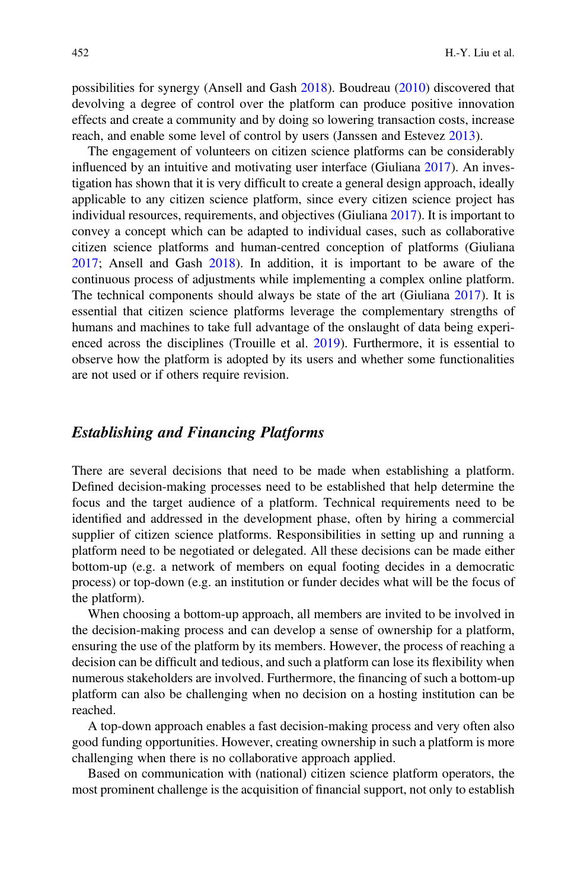possibilities for synergy (Ansell and Gash 2018). Boudreau (2010) discovered that devolving a degree of control over the platform can produce positive innovation effects and create a community and by doing so lowering transaction costs, increase reach, and enable some level of control by users (Janssen and Estevez 2013).

The engagement of volunteers on citizen science platforms can be considerably influenced by an intuitive and motivating user interface (Giuliana 2017). An investigation has shown that it is very difficult to create a general design approach, ideally applicable to any citizen science platform, since every citizen science project has individual resources, requirements, and objectives (Giuliana 2017). It is important to convey a concept which can be adapted to individual cases, such as collaborative citizen science platforms and human-centred conception of platforms (Giuliana 2017; Ansell and Gash 2018). In addition, it is important to be aware of the continuous process of adjustments while implementing a complex online platform. The technical components should always be state of the art (Giuliana 2017). It is essential that citizen science platforms leverage the complementary strengths of humans and machines to take full advantage of the onslaught of data being experienced across the disciplines (Trouille et al. 2019). Furthermore, it is essential to observe how the platform is adopted by its users and whether some functionalities are not used or if others require revision.

## *Establishing and Financing Platforms*

There are several decisions that need to be made when establishing a platform. Defined decision-making processes need to be established that help determine the focus and the target audience of a platform. Technical requirements need to be identified and addressed in the development phase, often by hiring a commercial supplier of citizen science platforms. Responsibilities in setting up and running a platform need to be negotiated or delegated. All these decisions can be made either bottom-up (e.g. a network of members on equal footing decides in a democratic process) or top-down (e.g. an institution or funder decides what will be the focus of the platform).

When choosing a bottom-up approach, all members are invited to be involved in the decision-making process and can develop a sense of ownership for a platform, ensuring the use of the platform by its members. However, the process of reaching a decision can be difficult and tedious, and such a platform can lose its flexibility when numerous stakeholders are involved. Furthermore, the financing of such a bottom-up platform can also be challenging when no decision on a hosting institution can be reached.

A top-down approach enables a fast decision-making process and very often also good funding opportunities. However, creating ownership in such a platform is more challenging when there is no collaborative approach applied.

Based on communication with (national) citizen science platform operators, the most prominent challenge is the acquisition of financial support, not only to establish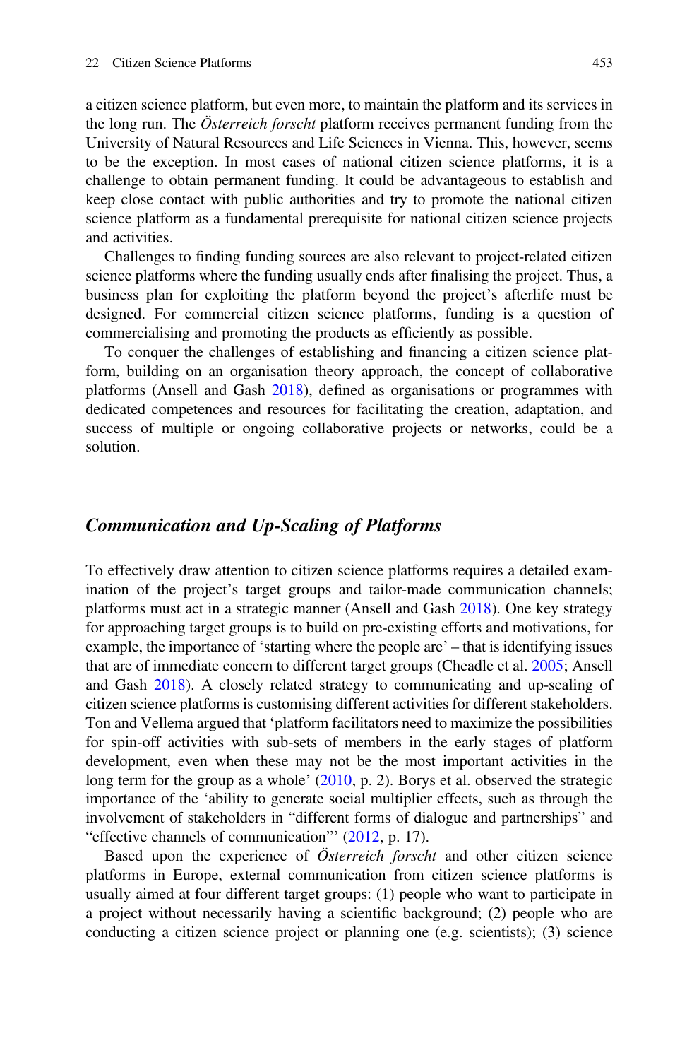a citizen science platform, but even more, to maintain the platform and its services in the long run. The *Österreich forscht* platform receives permanent funding from the University of Natural Resources and Life Sciences in Vienna. This, however, seems to be the exception. In most cases of national citizen science platforms, it is a challenge to obtain permanent funding. It could be advantageous to establish and keep close contact with public authorities and try to promote the national citizen science platform as a fundamental prerequisite for national citizen science projects and activities.

Challenges to finding funding sources are also relevant to project-related citizen science platforms where the funding usually ends after finalising the project. Thus, a business plan for exploiting the platform beyond the project's afterlife must be designed. For commercial citizen science platforms, funding is a question of commercialising and promoting the products as efficiently as possible.

To conquer the challenges of establishing and financing a citizen science platform, building on an organisation theory approach, the concept of collaborative platforms (Ansell and Gash 2018), defined as organisations or programmes with dedicated competences and resources for facilitating the creation, adaptation, and success of multiple or ongoing collaborative projects or networks, could be a solution.

### *Communication and Up-Scaling of Platforms*

To effectively draw attention to citizen science platforms requires a detailed examination of the project's target groups and tailor-made communication channels; platforms must act in a strategic manner (Ansell and Gash 2018). One key strategy for approaching target groups is to build on pre-existing efforts and motivations, for example, the importance of 'starting where the people are' – that is identifying issues that are of immediate concern to different target groups (Cheadle et al. 2005; Ansell and Gash 2018). A closely related strategy to communicating and up-scaling of citizen science platforms is customising different activities for different stakeholders. Ton and Vellema argued that 'platform facilitators need to maximize the possibilities for spin-off activities with sub-sets of members in the early stages of platform development, even when these may not be the most important activities in the long term for the group as a whole' (2010, p. 2). Borys et al. observed the strategic importance of the 'ability to generate social multiplier effects, such as through the involvement of stakeholders in "different forms of dialogue and partnerships" and "effective channels of communication"' (2012, p. 17).

Based upon the experience of *Österreich forscht* and other citizen science platforms in Europe, external communication from citizen science platforms is usually aimed at four different target groups: (1) people who want to participate in a project without necessarily having a scientific background; (2) people who are conducting a citizen science project or planning one (e.g. scientists); (3) science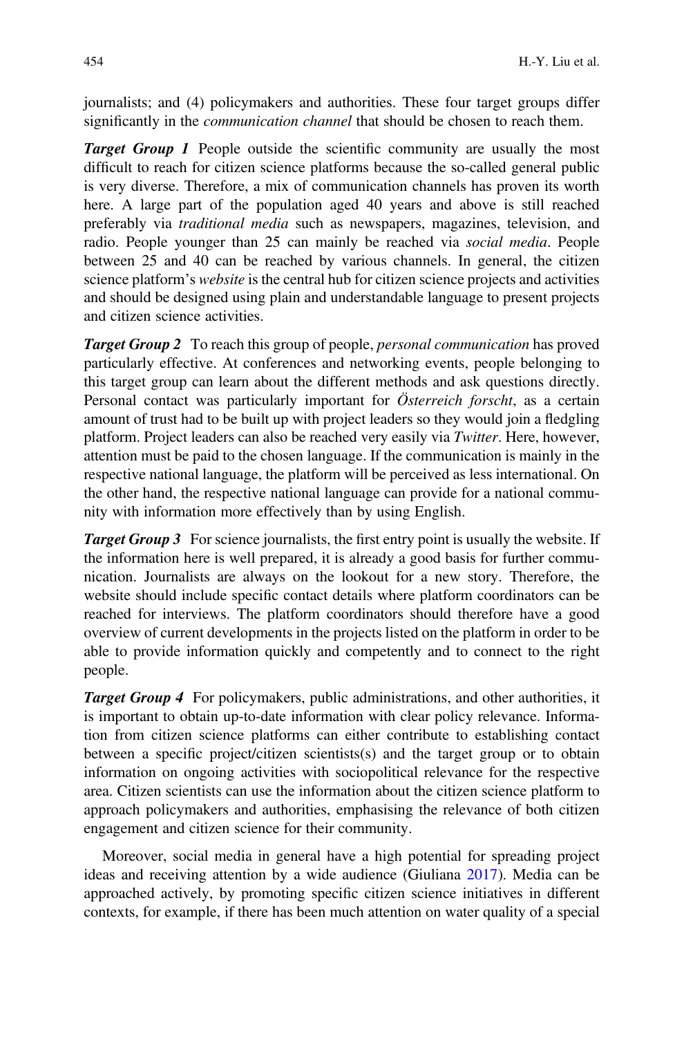journalists; and (4) policymakers and authorities. These four target groups differ significantly in the *communication channel* that should be chosen to reach them.

***Target Group 1*** People outside the scientific community are usually the most difficult to reach for citizen science platforms because the so-called general public is very diverse. Therefore, a mix of communication channels has proven its worth here. A large part of the population aged 40 years and above is still reached preferably via *traditional media* such as newspapers, magazines, television, and radio. People younger than 25 can mainly be reached via *social media*. People between 25 and 40 can be reached by various channels. In general, the citizen science platform's *website* is the central hub for citizen science projects and activities and should be designed using plain and understandable language to present projects and citizen science activities.

***Target Group 2*** To reach this group of people, *personal communication* has proved particularly effective. At conferences and networking events, people belonging to this target group can learn about the different methods and ask questions directly. Personal contact was particularly important for *Österreich forscht*, as a certain amount of trust had to be built up with project leaders so they would join a fledgling platform. Project leaders can also be reached very easily via *Twitter*. Here, however, attention must be paid to the chosen language. If the communication is mainly in the respective national language, the platform will be perceived as less international. On the other hand, the respective national language can provide for a national community with information more effectively than by using English.

***Target Group 3*** For science journalists, the first entry point is usually the website. If the information here is well prepared, it is already a good basis for further communication. Journalists are always on the lookout for a new story. Therefore, the website should include specific contact details where platform coordinators can be reached for interviews. The platform coordinators should therefore have a good overview of current developments in the projects listed on the platform in order to be able to provide information quickly and competently and to connect to the right people.

***Target Group 4*** For policymakers, public administrations, and other authorities, it is important to obtain up-to-date information with clear policy relevance. Information from citizen science platforms can either contribute to establishing contact between a specific project/citizen scientists(s) and the target group or to obtain information on ongoing activities with sociopolitical relevance for the respective area. Citizen scientists can use the information about the citizen science platform to approach policymakers and authorities, emphasising the relevance of both citizen engagement and citizen science for their community.

Moreover, social media in general have a high potential for spreading project ideas and receiving attention by a wide audience (Giuliana 2017). Media can be approached actively, by promoting specific citizen science initiatives in different contexts, for example, if there has been much attention on water quality of a special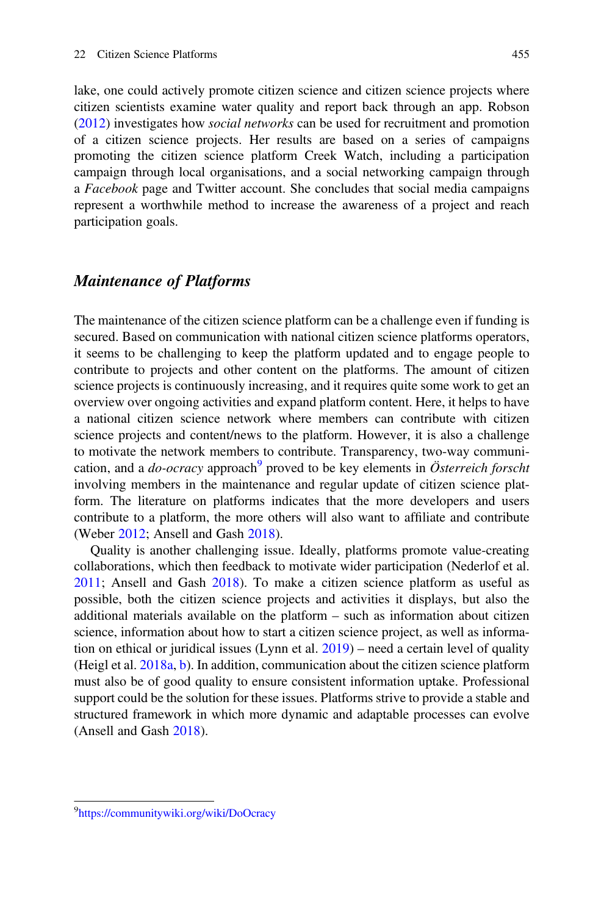lake, one could actively promote citizen science and citizen science projects where citizen scientists examine water quality and report back through an app. Robson (2012) investigates how *social networks* can be used for recruitment and promotion of a citizen science projects. Her results are based on a series of campaigns promoting the citizen science platform Creek Watch, including a participation campaign through local organisations, and a social networking campaign through a *Facebook* page and Twitter account. She concludes that social media campaigns represent a worthwhile method to increase the awareness of a project and reach participation goals.

### *Maintenance of Platforms*

The maintenance of the citizen science platform can be a challenge even if funding is secured. Based on communication with national citizen science platforms operators, it seems to be challenging to keep the platform updated and to engage people to contribute to projects and other content on the platforms. The amount of citizen science projects is continuously increasing, and it requires quite some work to get an overview over ongoing activities and expand platform content. Here, it helps to have a national citizen science network where members can contribute with citizen science projects and content/news to the platform. However, it is also a challenge to motivate the network members to contribute. Transparency, two-way communication, and a *do-ocracy* approach[9] proved to be key elements in *Österreich forscht* involving members in the maintenance and regular update of citizen science platform. The literature on platforms indicates that the more developers and users contribute to a platform, the more others will also want to affiliate and contribute (Weber 2012; Ansell and Gash 2018).

Quality is another challenging issue. Ideally, platforms promote value-creating collaborations, which then feedback to motivate wider participation (Nederlof et al. 2011; Ansell and Gash 2018). To make a citizen science platform as useful as possible, both the citizen science projects and activities it displays, but also the additional materials available on the platform – such as information about citizen science, information about how to start a citizen science project, as well as information on ethical or juridical issues (Lynn et al. 2019) – need a certain level of quality (Heigl et al. 2018a, b). In addition, communication about the citizen science platform must also be of good quality to ensure consistent information uptake. Professional support could be the solution for these issues. Platforms strive to provide a stable and structured framework in which more dynamic and adaptable processes can evolve (Ansell and Gash 2018).

---

[9] https://communitywiki.org/wiki/DoOcracy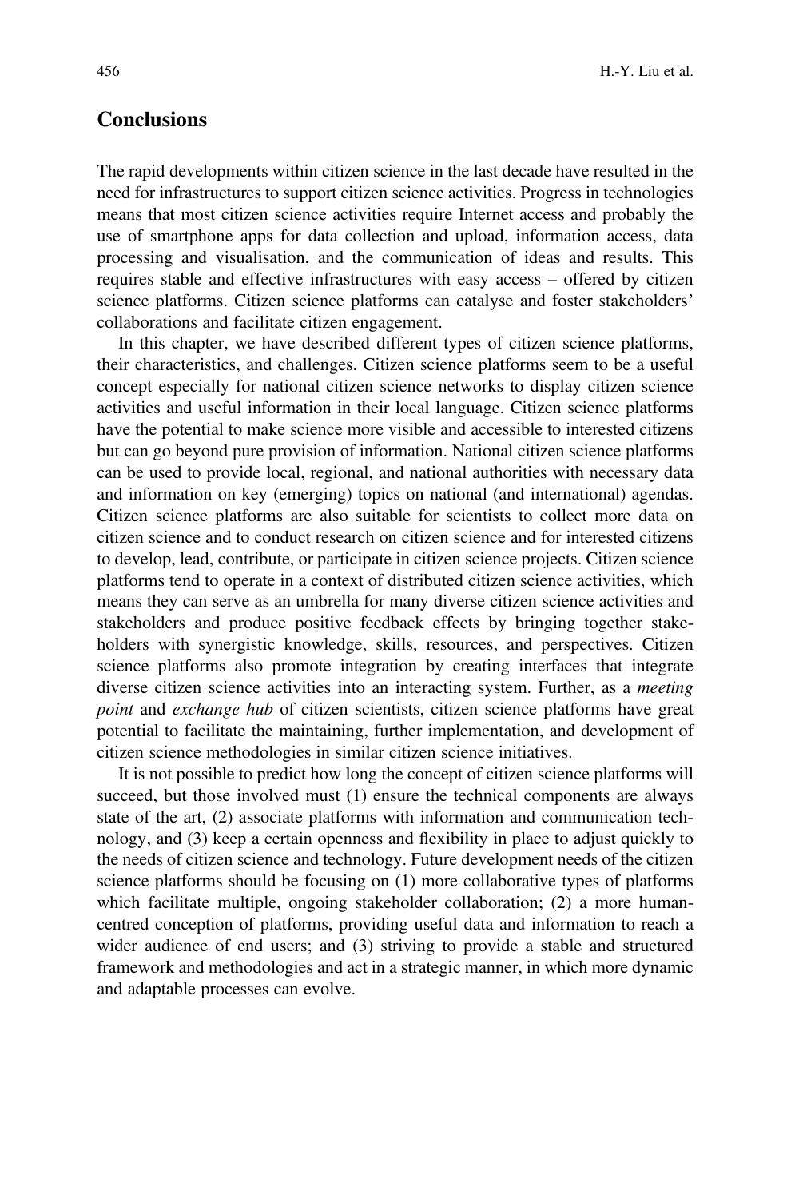## Conclusions

The rapid developments within citizen science in the last decade have resulted in the need for infrastructures to support citizen science activities. Progress in technologies means that most citizen science activities require Internet access and probably the use of smartphone apps for data collection and upload, information access, data processing and visualisation, and the communication of ideas and results. This requires stable and effective infrastructures with easy access – offered by citizen science platforms. Citizen science platforms can catalyse and foster stakeholders' collaborations and facilitate citizen engagement.

In this chapter, we have described different types of citizen science platforms, their characteristics, and challenges. Citizen science platforms seem to be a useful concept especially for national citizen science networks to display citizen science activities and useful information in their local language. Citizen science platforms have the potential to make science more visible and accessible to interested citizens but can go beyond pure provision of information. National citizen science platforms can be used to provide local, regional, and national authorities with necessary data and information on key (emerging) topics on national (and international) agendas. Citizen science platforms are also suitable for scientists to collect more data on citizen science and to conduct research on citizen science and for interested citizens to develop, lead, contribute, or participate in citizen science projects. Citizen science platforms tend to operate in a context of distributed citizen science activities, which means they can serve as an umbrella for many diverse citizen science activities and stakeholders and produce positive feedback effects by bringing together stakeholders with synergistic knowledge, skills, resources, and perspectives. Citizen science platforms also promote integration by creating interfaces that integrate diverse citizen science activities into an interacting system. Further, as a *meeting point* and *exchange hub* of citizen scientists, citizen science platforms have great potential to facilitate the maintaining, further implementation, and development of citizen science methodologies in similar citizen science initiatives.

It is not possible to predict how long the concept of citizen science platforms will succeed, but those involved must (1) ensure the technical components are always state of the art, (2) associate platforms with information and communication technology, and (3) keep a certain openness and flexibility in place to adjust quickly to the needs of citizen science and technology. Future development needs of the citizen science platforms should be focusing on (1) more collaborative types of platforms which facilitate multiple, ongoing stakeholder collaboration; (2) a more human-centred conception of platforms, providing useful data and information to reach a wider audience of end users; and (3) striving to provide a stable and structured framework and methodologies and act in a strategic manner, in which more dynamic and adaptable processes can evolve.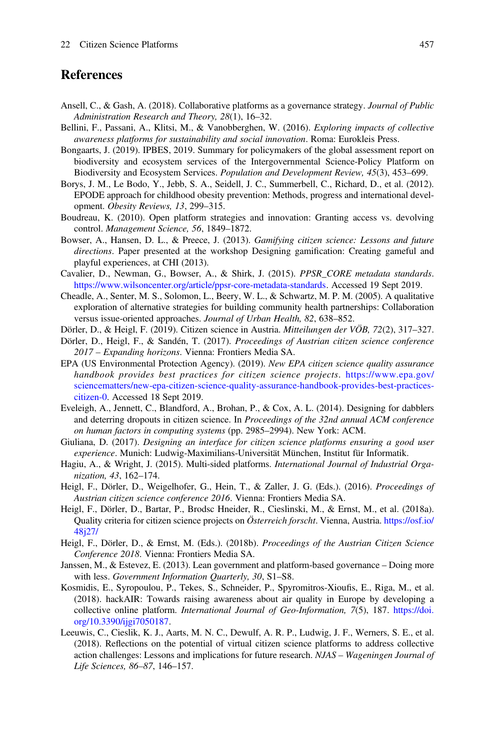## References

Ansell, C., & Gash, A. (2018). Collaborative platforms as a governance strategy. *Journal of Public Administration Research and Theory, 28*(1), 16–32.

Bellini, F., Passani, A., Klitsi, M., & Vanobberghen, W. (2016). *Exploring impacts of collective awareness platforms for sustainability and social innovation*. Roma: Eurokleis Press.

Bongaarts, J. (2019). IPBES, 2019. Summary for policymakers of the global assessment report on biodiversity and ecosystem services of the Intergovernmental Science-Policy Platform on Biodiversity and Ecosystem Services. *Population and Development Review, 45*(3), 453–699.

Borys, J. M., Le Bodo, Y., Jebb, S. A., Seidell, J. C., Summerbell, C., Richard, D., et al. (2012). EPODE approach for childhood obesity prevention: Methods, progress and international development. *Obesity Reviews, 13*, 299–315.

Boudreau, K. (2010). Open platform strategies and innovation: Granting access vs. devolving control. *Management Science, 56*, 1849–1872.

Bowser, A., Hansen, D. L., & Preece, J. (2013). *Gamifying citizen science: Lessons and future directions*. Paper presented at the workshop Designing gamification: Creating gameful and playful experiences, at CHI (2013).

Cavalier, D., Newman, G., Bowser, A., & Shirk, J. (2015). *PPSR_CORE metadata standards*. https://www.wilsoncenter.org/article/ppsr-core-metadata-standards. Accessed 19 Sept 2019.

Cheadle, A., Senter, M. S., Solomon, L., Beery, W. L., & Schwartz, M. P. M. (2005). A qualitative exploration of alternative strategies for building community health partnerships: Collaboration versus issue-oriented approaches. *Journal of Urban Health, 82*, 638–852.

Dörler, D., & Heigl, F. (2019). Citizen science in Austria. *Mitteilungen der VÖB, 72*(2), 317–327.

Dörler, D., Heigl, F., & Sandén, T. (2017). *Proceedings of Austrian citizen science conference 2017 – Expanding horizons*. Vienna: Frontiers Media SA.

EPA (US Environmental Protection Agency). (2019). *New EPA citizen science quality assurance handbook provides best practices for citizen science projects*. https://www.epa.gov/sciencematters/new-epa-citizen-science-quality-assurance-handbook-provides-best-practices-citizen-0. Accessed 18 Sept 2019.

Eveleigh, A., Jennett, C., Blandford, A., Brohan, P., & Cox, A. L. (2014). Designing for dabblers and deterring dropouts in citizen science. In *Proceedings of the 32nd annual ACM conference on human factors in computing systems* (pp. 2985–2994). New York: ACM.

Giuliana, D. (2017). *Designing an interface for citizen science platforms ensuring a good user experience*. Munich: Ludwig-Maximilians-Universität München, Institut für Informatik.

Hagiu, A., & Wright, J. (2015). Multi-sided platforms. *International Journal of Industrial Organization, 43*, 162–174.

Heigl, F., Dörler, D., Weigelhofer, G., Hein, T., & Zaller, J. G. (Eds.). (2016). *Proceedings of Austrian citizen science conference 2016*. Vienna: Frontiers Media SA.

Heigl, F., Dörler, D., Bartar, P., Brodsc Hneider, R., Cieslinski, M., & Ernst, M., et al. (2018a). Quality criteria for citizen science projects on *Österreich forscht*. Vienna, Austria. https://osf.io/48j27/

Heigl, F., Dörler, D., & Ernst, M. (Eds.). (2018b). *Proceedings of the Austrian Citizen Science Conference 2018*. Vienna: Frontiers Media SA.

Janssen, M., & Estevez, E. (2013). Lean government and platform-based governance – Doing more with less. *Government Information Quarterly, 30*, S1–S8.

Kosmidis, E., Syropoulou, P., Tekes, S., Schneider, P., Spyromitros-Xioufis, E., Riga, M., et al. (2018). hackAIR: Towards raising awareness about air quality in Europe by developing a collective online platform. *International Journal of Geo-Information, 7*(5), 187. https://doi.org/10.3390/ijgi7050187.

Leeuwis, C., Cieslik, K. J., Aarts, M. N. C., Dewulf, A. R. P., Ludwig, J. F., Werners, S. E., et al. (2018). Reflections on the potential of virtual citizen science platforms to address collective action challenges: Lessons and implications for future research. *NJAS – Wageningen Journal of Life Sciences, 86–87*, 146–157.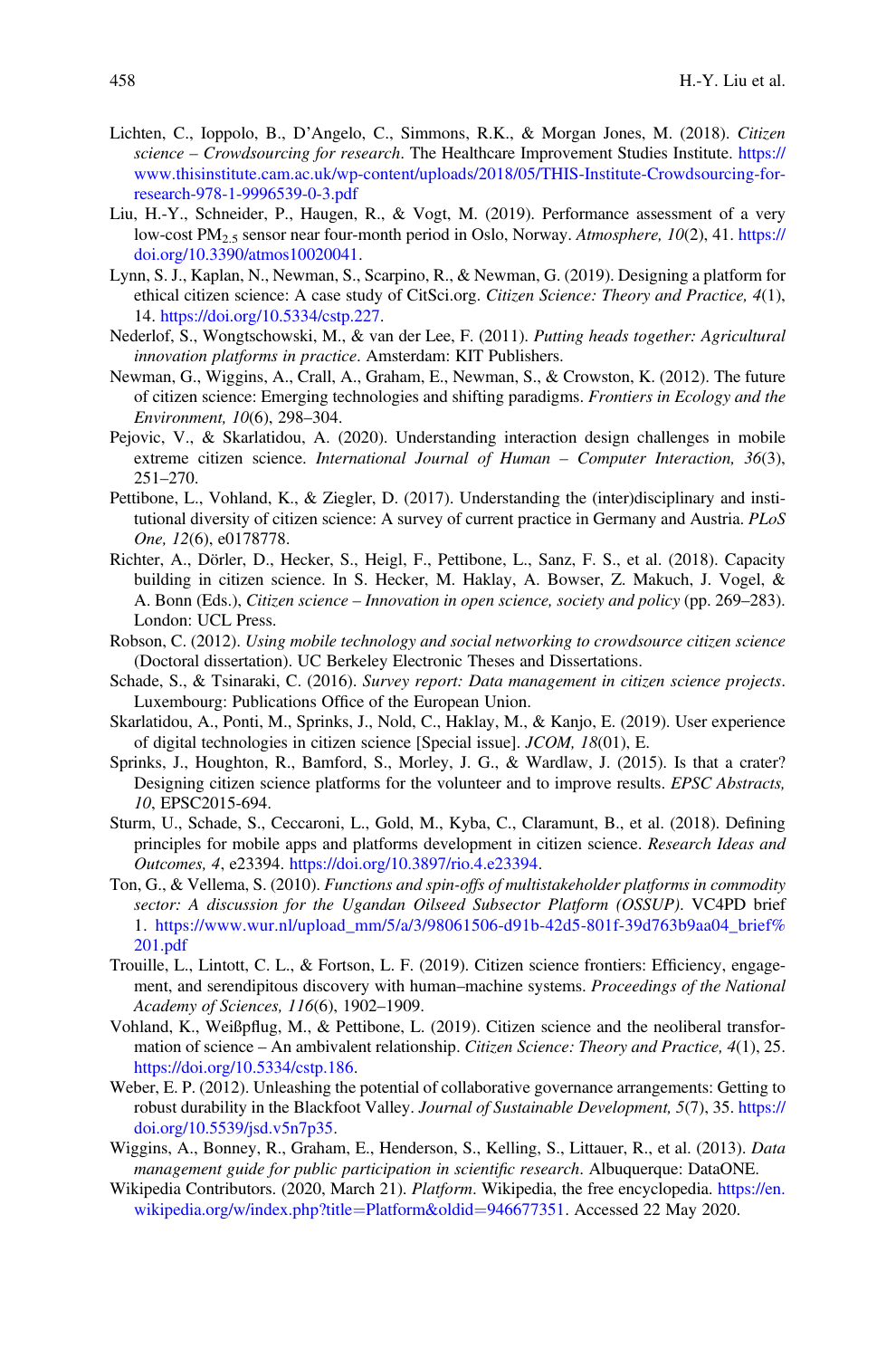Lichten, C., Ioppolo, B., D'Angelo, C., Simmons, R.K., & Morgan Jones, M. (2018). *Citizen science – Crowdsourcing for research*. The Healthcare Improvement Studies Institute. https://www.thisinstitute.cam.ac.uk/wp-content/uploads/2018/05/THIS-Institute-Crowdsourcing-for-research-978-1-9996539-0-3.pdf

Liu, H.-Y., Schneider, P., Haugen, R., & Vogt, M. (2019). Performance assessment of a very low-cost $PM_{2.5}$ sensor near four-month period in Oslo, Norway. *Atmosphere, 10*(2), 41. https://doi.org/10.3390/atmos10020041.

Lynn, S. J., Kaplan, N., Newman, S., Scarpino, R., & Newman, G. (2019). Designing a platform for ethical citizen science: A case study of CitSci.org. *Citizen Science: Theory and Practice, 4*(1), 14. https://doi.org/10.5334/cstp.227.

Nederlof, S., Wongtschowski, M., & van der Lee, F. (2011). *Putting heads together: Agricultural innovation platforms in practice*. Amsterdam: KIT Publishers.

Newman, G., Wiggins, A., Crall, A., Graham, E., Newman, S., & Crowston, K. (2012). The future of citizen science: Emerging technologies and shifting paradigms. *Frontiers in Ecology and the Environment, 10*(6), 298–304.

Pejovic, V., & Skarlatidou, A. (2020). Understanding interaction design challenges in mobile extreme citizen science. *International Journal of Human – Computer Interaction, 36*(3), 251–270.

Pettibone, L., Vohland, K., & Ziegler, D. (2017). Understanding the (inter)disciplinary and institutional diversity of citizen science: A survey of current practice in Germany and Austria. *PLoS One, 12*(6), e0178778.

Richter, A., Dörler, D., Hecker, S., Heigl, F., Pettibone, L., Sanz, F. S., et al. (2018). Capacity building in citizen science. In S. Hecker, M. Haklay, A. Bowser, Z. Makuch, J. Vogel, & A. Bonn (Eds.), *Citizen science – Innovation in open science, society and policy* (pp. 269–283). London: UCL Press.

Robson, C. (2012). *Using mobile technology and social networking to crowdsource citizen science* (Doctoral dissertation). UC Berkeley Electronic Theses and Dissertations.

Schade, S., & Tsinaraki, C. (2016). *Survey report: Data management in citizen science projects*. Luxembourg: Publications Office of the European Union.

Skarlatidou, A., Ponti, M., Sprinks, J., Nold, C., Haklay, M., & Kanjo, E. (2019). User experience of digital technologies in citizen science [Special issue]. *JCOM, 18*(01), E.

Sprinks, J., Houghton, R., Bamford, S., Morley, J. G., & Wardlaw, J. (2015). Is that a crater? Designing citizen science platforms for the volunteer and to improve results. *EPSC Abstracts, 10*, EPSC2015-694.

Sturm, U., Schade, S., Ceccaroni, L., Gold, M., Kyba, C., Claramunt, B., et al. (2018). Defining principles for mobile apps and platforms development in citizen science. *Research Ideas and Outcomes, 4*, e23394. https://doi.org/10.3897/rio.4.e23394.

Ton, G., & Vellema, S. (2010). *Functions and spin-offs of multistakeholder platforms in commodity sector: A discussion for the Ugandan Oilseed Subsector Platform (OSSUP)*. VC4PD brief 1. https://www.wur.nl/upload_mm/5/a/3/98061506-d91b-42d5-801f-39d763b9aa04_brief%201.pdf

Trouille, L., Lintott, C. L., & Fortson, L. F. (2019). Citizen science frontiers: Efficiency, engagement, and serendipitous discovery with human–machine systems. *Proceedings of the National Academy of Sciences, 116*(6), 1902–1909.

Vohland, K., Weißpflug, M., & Pettibone, L. (2019). Citizen science and the neoliberal transformation of science – An ambivalent relationship. *Citizen Science: Theory and Practice, 4*(1), 25. https://doi.org/10.5334/cstp.186.

Weber, E. P. (2012). Unleashing the potential of collaborative governance arrangements: Getting to robust durability in the Blackfoot Valley. *Journal of Sustainable Development, 5*(7), 35. https://doi.org/10.5539/jsd.v5n7p35.

Wiggins, A., Bonney, R., Graham, E., Henderson, S., Kelling, S., Littauer, R., et al. (2013). *Data management guide for public participation in scientific research*. Albuquerque: DataONE.

Wikipedia Contributors. (2020, March 21). *Platform*. Wikipedia, the free encyclopedia. https://en.wikipedia.org/w/index.php?title=Platform&oldid=946677351. Accessed 22 May 2020.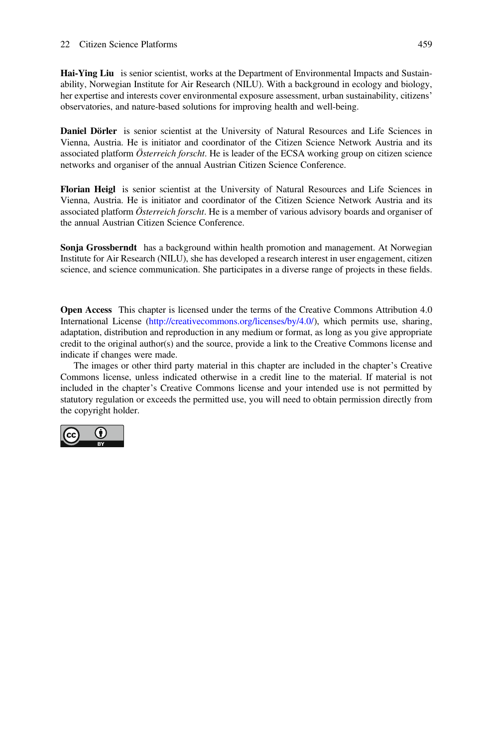**Hai-Ying Liu** is senior scientist, works at the Department of Environmental Impacts and Sustainability, Norwegian Institute for Air Research (NILU). With a background in ecology and biology, her expertise and interests cover environmental exposure assessment, urban sustainability, citizens' observatories, and nature-based solutions for improving health and well-being.

**Daniel Dörler** is senior scientist at the University of Natural Resources and Life Sciences in Vienna, Austria. He is initiator and coordinator of the Citizen Science Network Austria and its associated platform *Österreich forscht*. He is leader of the ECSA working group on citizen science networks and organiser of the annual Austrian Citizen Science Conference.

**Florian Heigl** is senior scientist at the University of Natural Resources and Life Sciences in Vienna, Austria. He is initiator and coordinator of the Citizen Science Network Austria and its associated platform *Österreich forscht*. He is a member of various advisory boards and organiser of the annual Austrian Citizen Science Conference.

**Sonja Grossberndt** has a background within health promotion and management. At Norwegian Institute for Air Research (NILU), she has developed a research interest in user engagement, citizen science, and science communication. She participates in a diverse range of projects in these fields.

**Open Access** This chapter is licensed under the terms of the Creative Commons Attribution 4.0 International License (http://creativecommons.org/licenses/by/4.0/), which permits use, sharing, adaptation, distribution and reproduction in any medium or format, as long as you give appropriate credit to the original author(s) and the source, provide a link to the Creative Commons license and indicate if changes were made.

The images or other third party material in this chapter are included in the chapter's Creative Commons license, unless indicated otherwise in a credit line to the material. If material is not included in the chapter's Creative Commons license and your intended use is not permitted by statutory regulation or exceeds the permitted use, you will need to obtain permission directly from the copyright holder.